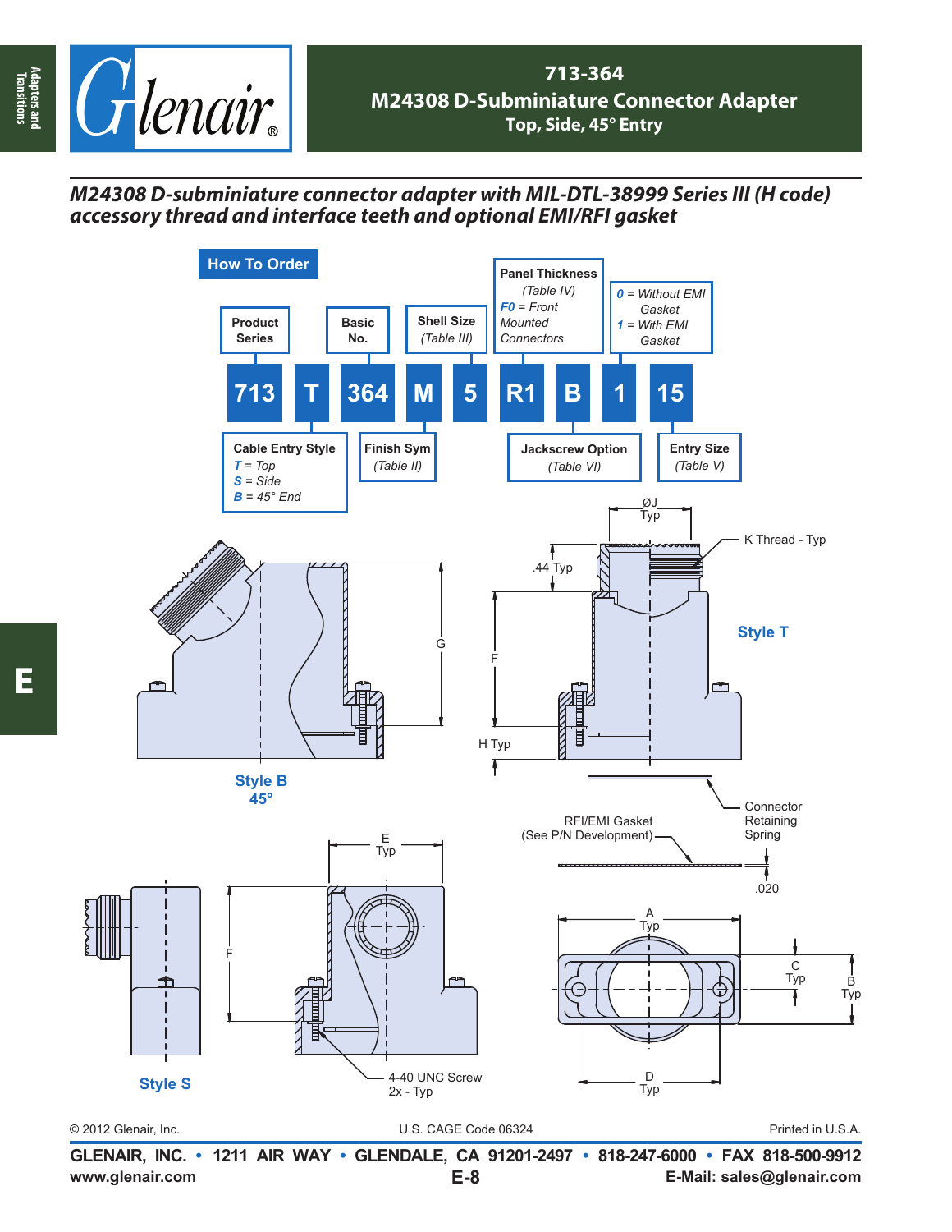# 713-364

## M24308 D-Subminiature Connector Adapter

### Top, Side, 45° Entry

***M24308 D-subminiature connector adapter with MIL-DTL-38999 Series III (H code) accessory thread and interface teeth and optional EMI/RFI gasket***

## How To Order

| 713 | T | 364 | M | 5 | R1 | B | 1 | 15 |
|---|---|---|---|---|---|---|---|---|
| Product Series | Cable Entry Style | Basic No. | Finish Sym (Table II) | Shell Size (Table III) | Panel Thickness (Table IV) | Jackscrew Option (Table VI) | EMI Gasket | Entry Size (Table V) |

- **Cable Entry Style:** *T* = Top, *S* = Side, *B* = 45° End
- **Panel Thickness** *(Table IV)*: *F0* = Front Mounted Connectors
- *0* = Without EMI Gasket; *1* = With EMI Gasket

Style B 45°

Style T

Style S

K Thread - Typ

ØJ Typ

.44 Typ

G

F

H Typ

E Typ

4-40 UNC Screw 2x - Typ

RFI/EMI Gasket (See P/N Development)

Connector Retaining Spring

.020

A Typ

B Typ

C Typ

D Typ

© 2012 Glenair, Inc. U.S. CAGE Code 06324 Printed in U.S.A.

**GLENAIR, INC. • 1211 AIR WAY • GLENDALE, CA 91201-2497 • 818-247-6000 • FAX 818-500-9912**

**www.glenair.com** **E-Mail: sales@glenair.com**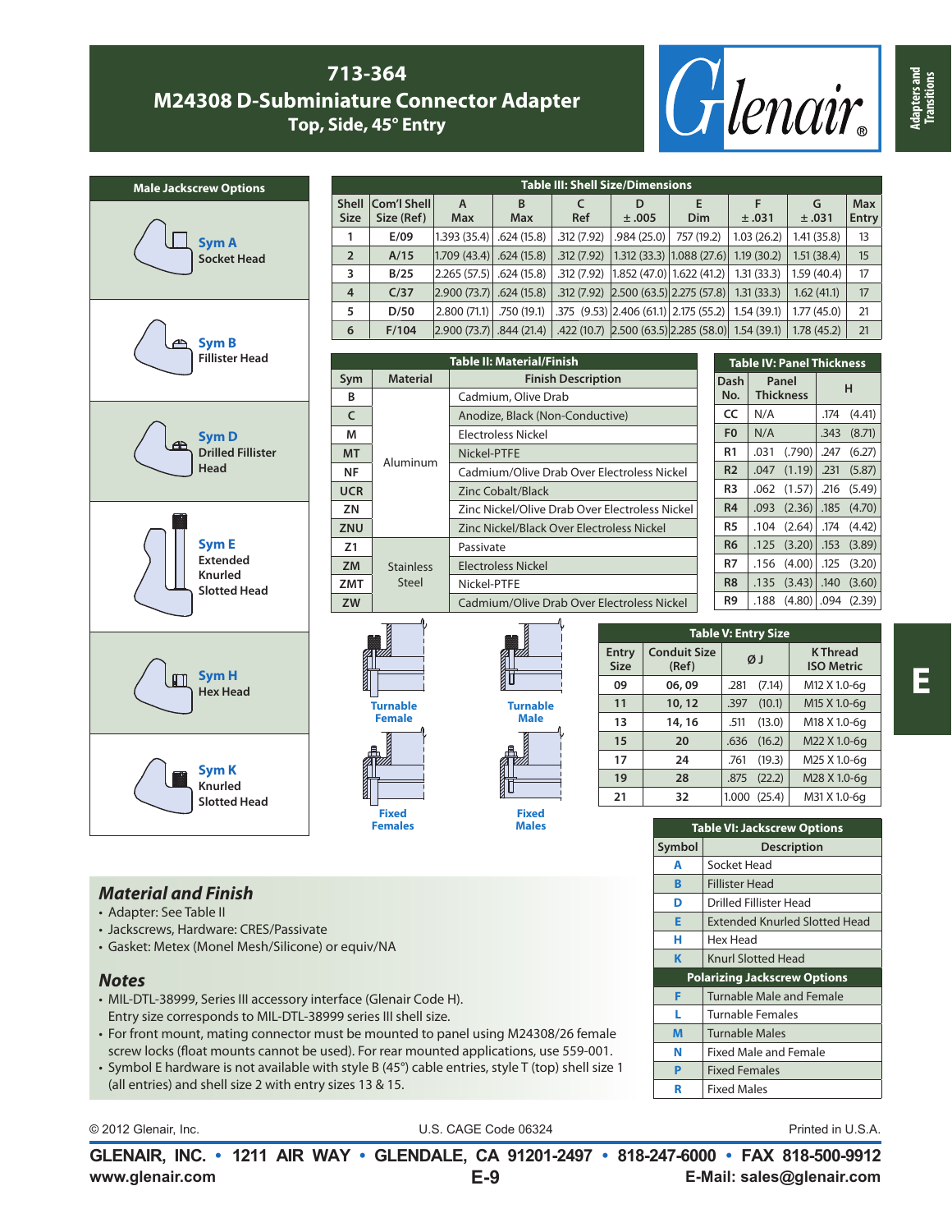# 713-364

## M24308 D-Subminiature Connector Adapter

### Top, Side, 45° Entry

**Male Jackscrew Options**

- **Sym A** Socket Head
- **Sym B** Fillister Head
- **Sym D** Drilled Fillister Head
- **Sym E** Extended Knurled Slotted Head
- **Sym H** Hex Head
- **Sym K** Knurled Slotted Head

**Table III: Shell Size/Dimensions**

| Shell Size | Com'l Shell Size (Ref) | A Max | B Max | C Ref | D ± .005 | E Dim | F ± .031 | G ± .031 | Max Entry |
|---|---|---|---|---|---|---|---|---|---|
| 1 | E/09 | 1.393 (35.4) | .624 (15.8) | .312 (7.92) | .984 (25.0) | 757 (19.2) | 1.03 (26.2) | 1.41 (35.8) | 13 |
| 2 | A/15 | 1.709 (43.4) | .624 (15.8) | .312 (7.92) | 1.312 (33.3) | 1.088 (27.6) | 1.19 (30.2) | 1.51 (38.4) | 15 |
| 3 | B/25 | 2.265 (57.5) | .624 (15.8) | .312 (7.92) | 1.852 (47.0) | 1.622 (41.2) | 1.31 (33.3) | 1.59 (40.4) | 17 |
| 4 | C/37 | 2.900 (73.7) | .624 (15.8) | .312 (7.92) | 2.500 (63.5) | 2.275 (57.8) | 1.31 (33.3) | 1.62 (41.1) | 17 |
| 5 | D/50 | 2.800 (71.1) | .750 (19.1) | .375 (9.53) | 2.406 (61.1) | 2.175 (55.2) | 1.54 (39.1) | 1.77 (45.0) | 21 |
| 6 | F/104 | 2.900 (73.7) | .844 (21.4) | .422 (10.7) | 2.500 (63.5) | 2.285 (58.0) | 1.54 (39.1) | 1.78 (45.2) | 21 |

**Table II: Material/Finish**

| Sym | Material | Finish Description |
|---|---|---|
| B | Aluminum | Cadmium, Olive Drab |
| C | | Anodize, Black (Non-Conductive) |
| M | | Electroless Nickel |
| MT | | Nickel-PTFE |
| NF | | Cadmium/Olive Drab Over Electroless Nickel |
| UCR | | Zinc Cobalt/Black |
| ZN | | Zinc Nickel/Olive Drab Over Electroless Nickel |
| ZNU | | Zinc Nickel/Black Over Electroless Nickel |
| Z1 | Stainless Steel | Passivate |
| ZM | | Electroless Nickel |
| ZMT | | Nickel-PTFE |
| ZW | | Cadmium/Olive Drab Over Electroless Nickel |

**Table IV: Panel Thickness**

| Dash No. | Panel Thickness | H |
|---|---|---|
| CC | N/A | .174 (4.41) |
| F0 | N/A | .343 (8.71) |
| R1 | .031 (.790) | .247 (6.27) |
| R2 | .047 (1.19) | .231 (5.87) |
| R3 | .062 (1.57) | .216 (5.49) |
| R4 | .093 (2.36) | .185 (4.70) |
| R5 | .104 (2.64) | .174 (4.42) |
| R6 | .125 (3.20) | .153 (3.89) |
| R7 | .156 (4.00) | .125 (3.20) |
| R8 | .135 (3.43) | .140 (3.60) |
| R9 | .188 (4.80) | .094 (2.39) |

Turnable Female

Turnable Male

Fixed Females

Fixed Males

**Table V: Entry Size**

| Entry Size | Conduit Size (Ref) | Ø J | K Thread ISO Metric |
|---|---|---|---|
| 09 | 06, 09 | .281 (7.14) | M12 X 1.0-6g |
| 11 | 10, 12 | .397 (10.1) | M15 X 1.0-6g |
| 13 | 14, 16 | .511 (13.0) | M18 X 1.0-6g |
| 15 | 20 | .636 (16.2) | M22 X 1.0-6g |
| 17 | 24 | .761 (19.3) | M25 X 1.0-6g |
| 19 | 28 | .875 (22.2) | M28 X 1.0-6g |
| 21 | 32 | 1.000 (25.4) | M31 X 1.0-6g |

**Table VI: Jackscrew Options**

| Symbol | Description |
|---|---|
| A | Socket Head |
| B | Fillister Head |
| D | Drilled Fillister Head |
| E | Extended Knurled Slotted Head |
| H | Hex Head |
| K | Knurl Slotted Head |
| **Polarizing Jackscrew Options** | |
| F | Turnable Male and Female |
| L | Turnable Females |
| M | Turnable Males |
| N | Fixed Male and Female |
| P | Fixed Females |
| R | Fixed Males |

## *Material and Finish*

- Adapter: See Table II
- Jackscrews, Hardware: CRES/Passivate
- Gasket: Metex (Monel Mesh/Silicone) or equiv/NA

## *Notes*

- MIL-DTL-38999, Series III accessory interface (Glenair Code H). Entry size corresponds to MIL-DTL-38999 series III shell size.
- For front mount, mating connector must be mounted to panel using M24308/26 female screw locks (float mounts cannot be used). For rear mounted applications, use 559-001.
- Symbol E hardware is not available with style B (45°) cable entries, style T (top) shell size 1 (all entries) and shell size 2 with entry sizes 13 & 15.